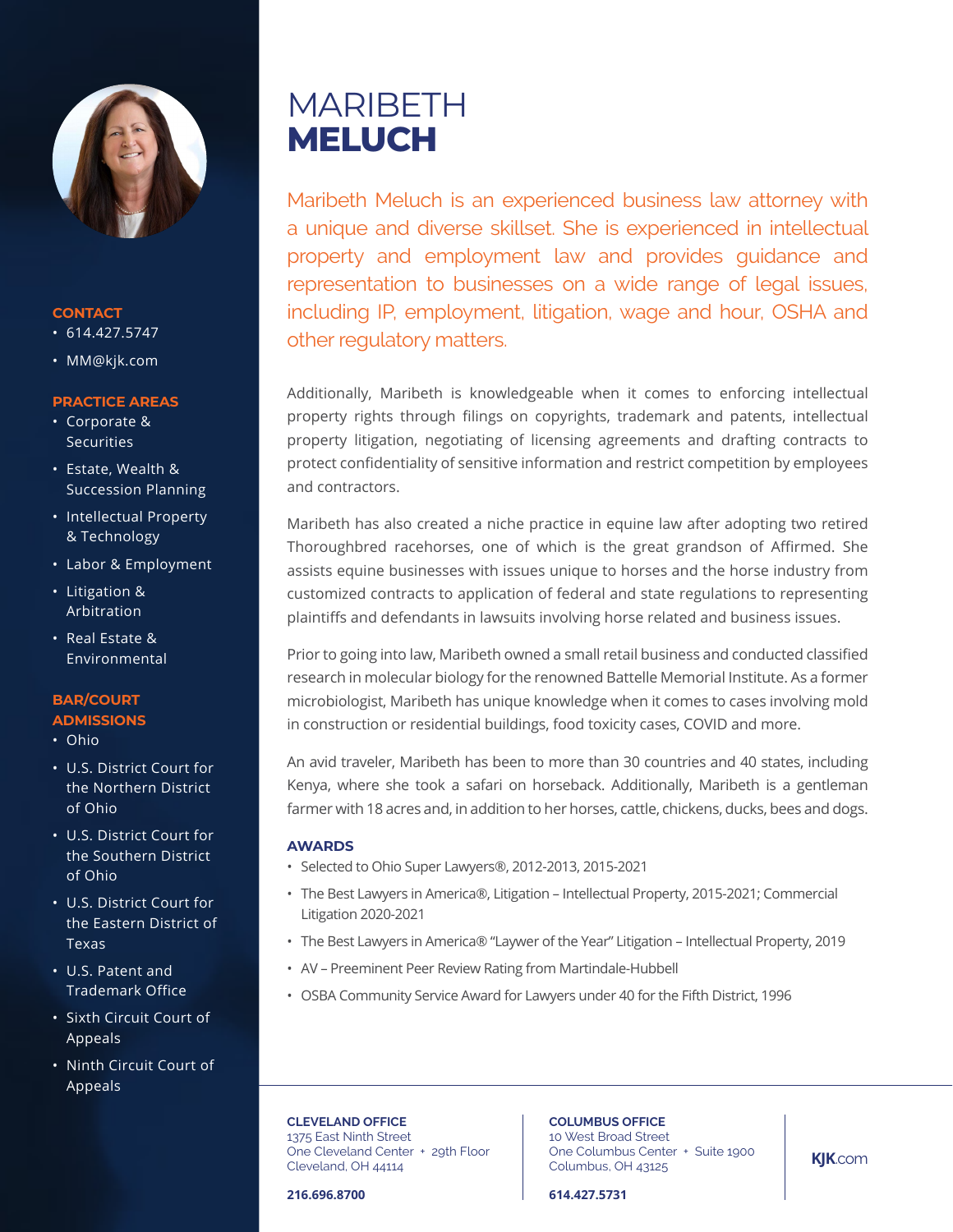# MARIBETH **MELUCH**

Maribeth Meluch is an experienced business law attorney with a unique and diverse skillset. She is experienced in intellectual property and employment law and provides guidance and representation to businesses on a wide range of legal issues, including IP, employment, litigation, wage and hour, OSHA and other regulatory matters.

Additionally, Maribeth is knowledgeable when it comes to enforcing intellectual property rights through filings on copyrights, trademark and patents, intellectual property litigation, negotiating of licensing agreements and drafting contracts to protect confidentiality of sensitive information and restrict competition by employees and contractors.

Maribeth has also created a niche practice in equine law after adopting two retired Thoroughbred racehorses, one of which is the great grandson of Affirmed. She assists equine businesses with issues unique to horses and the horse industry from customized contracts to application of federal and state regulations to representing plaintiffs and defendants in lawsuits involving horse related and business issues.

Prior to going into law, Maribeth owned a small retail business and conducted classified research in molecular biology for the renowned Battelle Memorial Institute. As a former microbiologist, Maribeth has unique knowledge when it comes to cases involving mold in construction or residential buildings, food toxicity cases, COVID and more.

An avid traveler, Maribeth has been to more than 30 countries and 40 states, including Kenya, where she took a safari on horseback. Additionally, Maribeth is a gentleman farmer with 18 acres and, in addition to her horses, cattle, chickens, ducks, bees and dogs.

### AWARDS

- Selected to Ohio Super Lawyers®, 2012-2013, 2015-2021
- The Best Lawyers in America®, Litigation – Intellectual Property, 2015-2021; Commercial Litigation 2020-2021
- The Best Lawyers in America® "Laywer of the Year" Litigation – Intellectual Property, 2019
- AV – Preeminent Peer Review Rating from Martindale-Hubbell
- OSBA Community Service Award for Lawyers under 40 for the Fifth District, 1996

### CONTACT

- 614.427.5747
- MM@kjk.com

### PRACTICE AREAS

- Corporate & Securities
- Estate, Wealth & Succession Planning
- Intellectual Property & Technology
- Labor & Employment
- Litigation & Arbitration
- Real Estate & Environmental

### BAR/COURT ADMISSIONS

- Ohio
- U.S. District Court for the Northern District of Ohio
- U.S. District Court for the Southern District of Ohio
- U.S. District Court for the Eastern District of Texas
- U.S. Patent and Trademark Office
- Sixth Circuit Court of Appeals
- Ninth Circuit Court of Appeals

**CLEVELAND OFFICE**
1375 East Ninth Street
One Cleveland Center + 29th Floor
Cleveland, OH 44114

**216.696.8700**

**COLUMBUS OFFICE**
10 West Broad Street
One Columbus Center + Suite 1900
Columbus, OH 43125

**614.427.5731**

**KJK**.com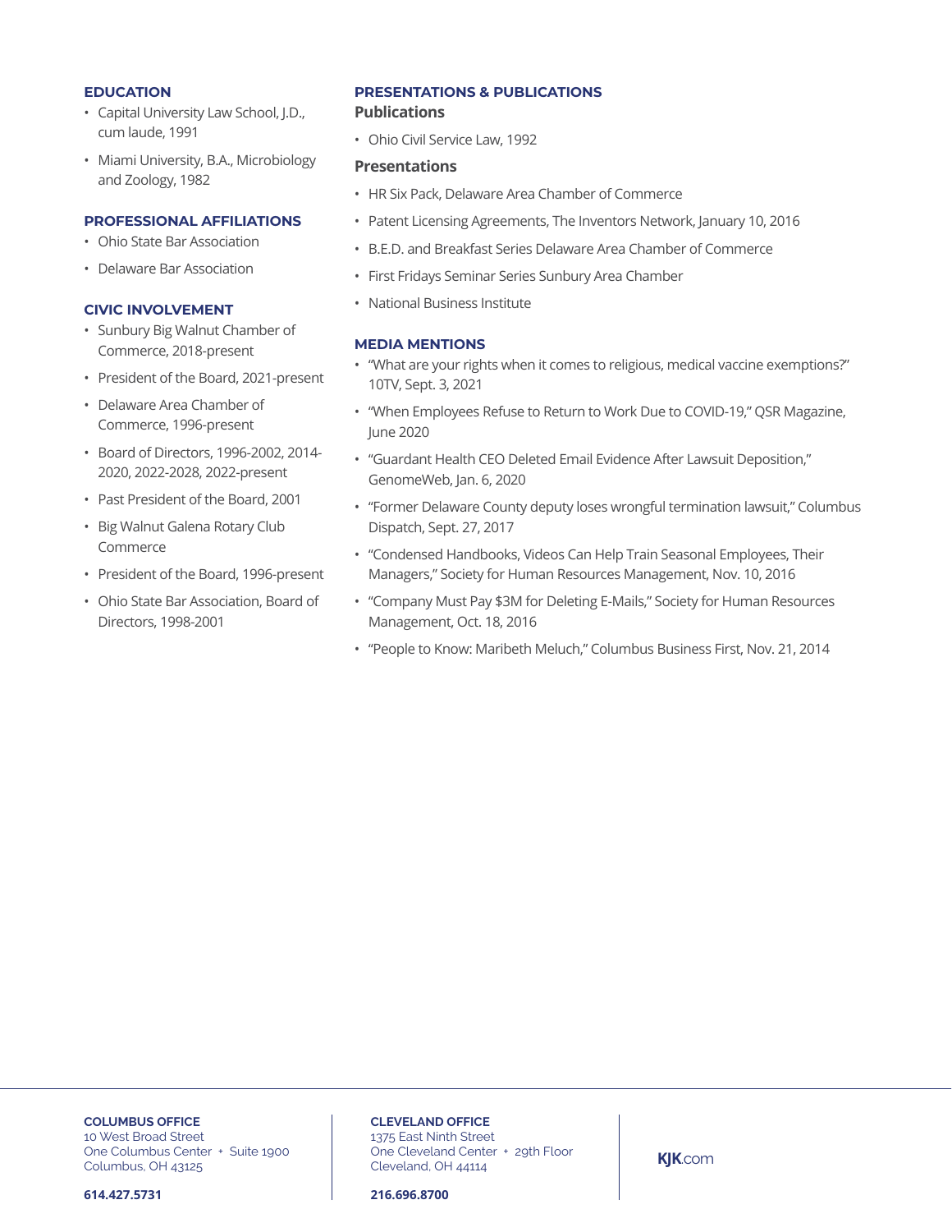## EDUCATION

- Capital University Law School, J.D., cum laude, 1991
- Miami University, B.A., Microbiology and Zoology, 1982

## PROFESSIONAL AFFILIATIONS

- Ohio State Bar Association
- Delaware Bar Association

## CIVIC INVOLVEMENT

- Sunbury Big Walnut Chamber of Commerce, 2018-present
- President of the Board, 2021-present
- Delaware Area Chamber of Commerce, 1996-present
- Board of Directors, 1996-2002, 2014-2020, 2022-2028, 2022-present
- Past President of the Board, 2001
- Big Walnut Galena Rotary Club Commerce
- President of the Board, 1996-present
- Ohio State Bar Association, Board of Directors, 1998-2001

## PRESENTATIONS & PUBLICATIONS

### Publications

- Ohio Civil Service Law, 1992

### Presentations

- HR Six Pack, Delaware Area Chamber of Commerce
- Patent Licensing Agreements, The Inventors Network, January 10, 2016
- B.E.D. and Breakfast Series Delaware Area Chamber of Commerce
- First Fridays Seminar Series Sunbury Area Chamber
- National Business Institute

## MEDIA MENTIONS

- "What are your rights when it comes to religious, medical vaccine exemptions?" 10TV, Sept. 3, 2021
- "When Employees Refuse to Return to Work Due to COVID-19," QSR Magazine, June 2020
- "Guardant Health CEO Deleted Email Evidence After Lawsuit Deposition," GenomeWeb, Jan. 6, 2020
- "Former Delaware County deputy loses wrongful termination lawsuit," Columbus Dispatch, Sept. 27, 2017
- "Condensed Handbooks, Videos Can Help Train Seasonal Employees, Their Managers," Society for Human Resources Management, Nov. 10, 2016
- "Company Must Pay $3M for Deleting E-Mails," Society for Human Resources Management, Oct. 18, 2016
- "People to Know: Maribeth Meluch," Columbus Business First, Nov. 21, 2014

**COLUMBUS OFFICE**
10 West Broad Street
One Columbus Center + Suite 1900
Columbus, OH 43125

**614.427.5731**

**CLEVELAND OFFICE**
1375 East Ninth Street
One Cleveland Center + 29th Floor
Cleveland, OH 44114

**216.696.8700**

**KJK**.com